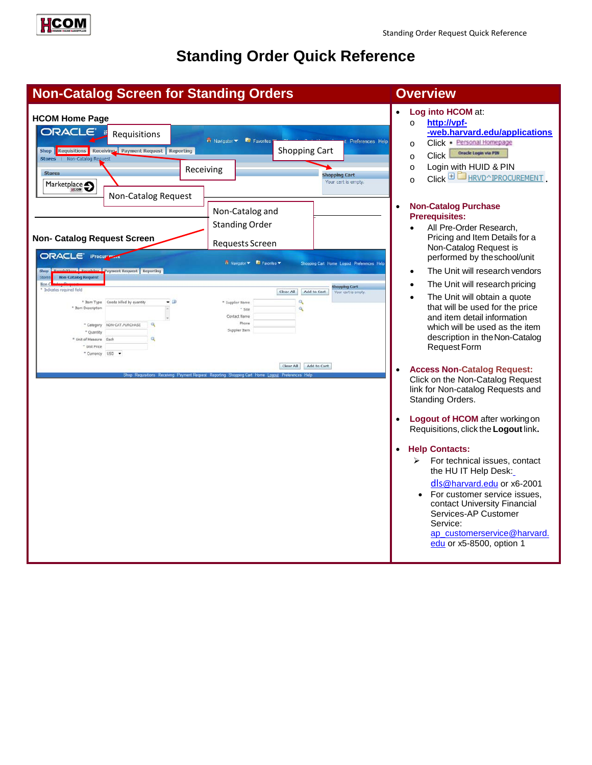# Standing Order Quick Reference

## Non-Catalog Screen for Standing Orders

**HCOM Home Page**

Requisitions

Shopping Cart

Receiving

Non-Catalog Request

Non-Catalog and Standing Order Requests Screen

**Non- Catalog Request Screen**

## Overview

- **Log into HCOM** at:
  - o http://vpf-web.harvard.edu/applications
  - o Click Personal Homepage
  - o Click Oracle Login via PIN
  - o Login with HUID & PIN
  - o Click HRVD^IPROCUREMENT.

- **Non-Catalog Purchase Prerequisites:**
  - All Pre-Order Research, Pricing and Item Details for a Non-Catalog Request is performed by the school/unit
  - The Unit will research vendors
  - The Unit will research pricing
  - The Unit will obtain a quote that will be used for the price and item detail information which will be used as the item description in the Non-Catalog Request Form

- **Access Non-Catalog Request:** Click on the Non-Catalog Request link for Non-catalog Requests and Standing Orders.

- **Logout of HCOM** after working on Requisitions, click the **Logout** link.

- **Help Contacts:**
  - For technical issues, contact the HU IT Help Desk: dls@harvard.edu or x6-2001
  - For customer service issues, contact University Financial Services-AP Customer Service: ap_customerservice@harvard.edu or x5-8500, option 1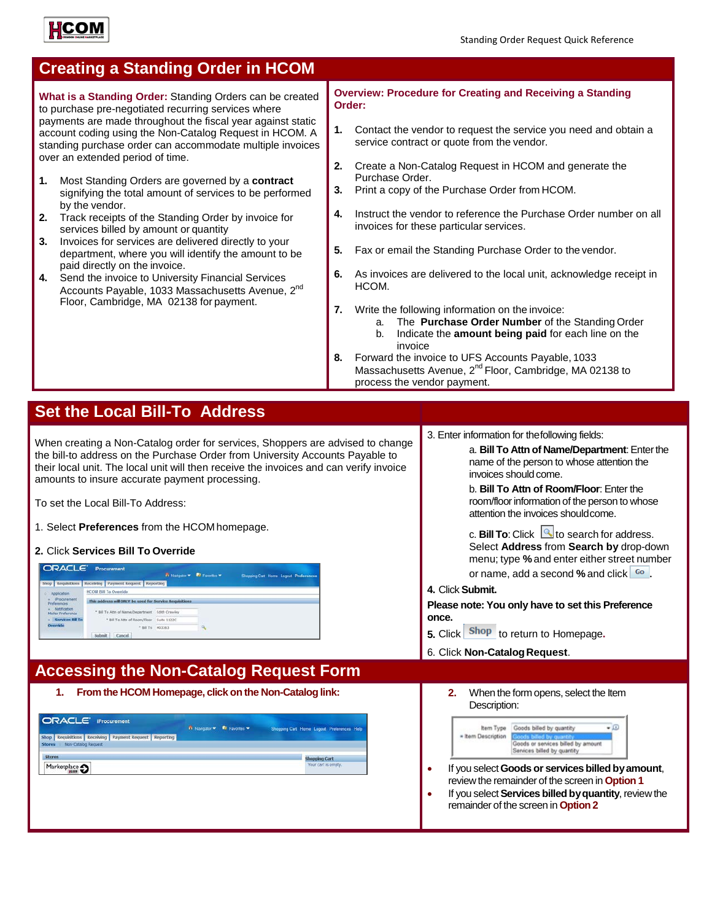# Creating a Standing Order in HCOM

**What is a Standing Order:** Standing Orders can be created to purchase pre-negotiated recurring services where payments are made throughout the fiscal year against static account coding using the Non-Catalog Request in HCOM. A standing purchase order can accommodate multiple invoices over an extended period of time.

1. Most Standing Orders are governed by a **contract** signifying the total amount of services to be performed by the vendor.
2. Track receipts of the Standing Order by invoice for services billed by amount or quantity
3. Invoices for services are delivered directly to your department, where you will identify the amount to be paid directly on the invoice.
4. Send the invoice to University Financial Services Accounts Payable, 1033 Massachusetts Avenue, 2nd Floor, Cambridge, MA 02138 for payment.

**Overview: Procedure for Creating and Receiving a Standing Order:**

1. Contact the vendor to request the service you need and obtain a service contract or quote from the vendor.
2. Create a Non-Catalog Request in HCOM and generate the Purchase Order.
3. Print a copy of the Purchase Order from HCOM.
4. Instruct the vendor to reference the Purchase Order number on all invoices for these particular services.
5. Fax or email the Standing Purchase Order to the vendor.
6. As invoices are delivered to the local unit, acknowledge receipt in HCOM.
7. Write the following information on the invoice:
   a. The **Purchase Order Number** of the Standing Order
   b. Indicate the **amount being paid** for each line on the invoice
8. Forward the invoice to UFS Accounts Payable, 1033 Massachusetts Avenue, 2nd Floor, Cambridge, MA 02138 to process the vendor payment.

# Set the Local Bill-To Address

When creating a Non-Catalog order for services, Shoppers are advised to change the bill-to address on the Purchase Order from University Accounts Payable to their local unit. The local unit will then receive the invoices and can verify invoice amounts to insure accurate payment processing.

To set the Local Bill-To Address:

1. Select **Preferences** from the HCOM homepage.

**2.** Click **Services Bill To Override**

3. Enter information for the following fields:
   a. **Bill To Attn of Name/Department**: Enter the name of the person to whose attention the invoices should come.
   b. **Bill To Attn of Room/Floor**: Enter the room/floor information of the person to whose attention the invoices should come.
   c. **Bill To**: Click [search icon] to search for address. Select **Address** from **Search by** drop-down menu; type **%** and enter either street number or name, add a second **%** and click **Go**.

**4.** Click **Submit.**

**Please note: You only have to set this Preference once.**

**5.** Click **Shop** to return to Homepage.

6. Click **Non-Catalog Request**.

# Accessing the Non-Catalog Request Form

1. **From the HCOM Homepage, click on the Non-Catalog link:**

2. When the form opens, select the Item Description:

- If you select **Goods or services billed by amount**, review the remainder of the screen in **Option 1**
- If you select **Services billed by quantity**, review the remainder of the screen in **Option 2**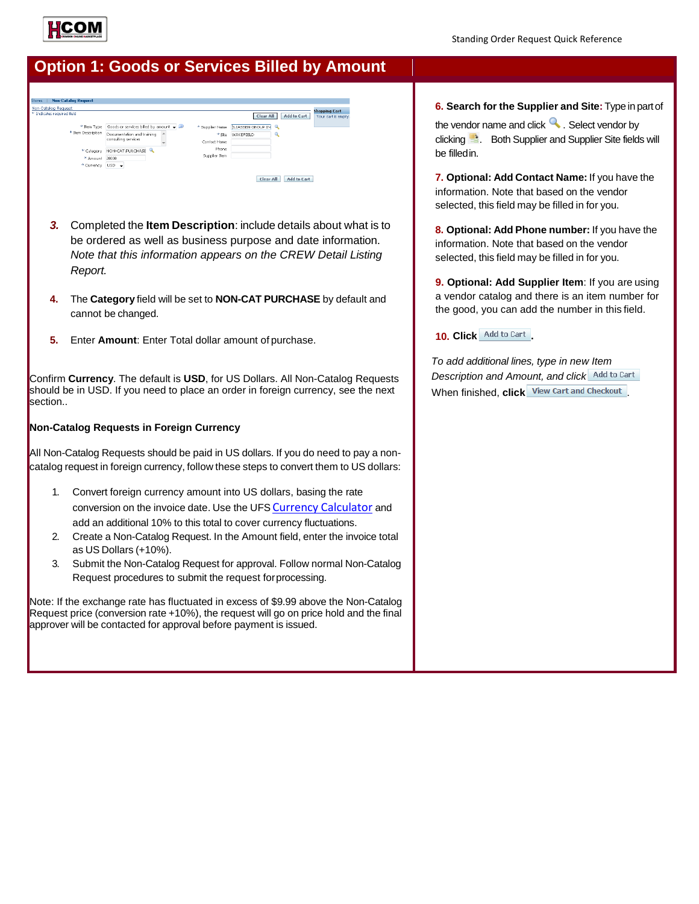## Option 1: Goods or Services Billed by Amount

3. Completed the **Item Description**: include details about what is to be ordered as well as business purpose and date information. *Note that this information appears on the CREW Detail Listing Report.*

4. The **Category** field will be set to **NON-CAT PURCHASE** by default and cannot be changed.

5. Enter **Amount**: Enter Total dollar amount of purchase.

Confirm **Currency**. The default is **USD**, for US Dollars. All Non-Catalog Requests should be in USD. If you need to place an order in foreign currency, see the next section..

**Non-Catalog Requests in Foreign Currency**

All Non-Catalog Requests should be paid in US dollars. If you do need to pay a non-catalog request in foreign currency, follow these steps to convert them to US dollars:

1. Convert foreign currency amount into US dollars, basing the rate conversion on the invoice date. Use the UFS Currency Calculator and add an additional 10% to this total to cover currency fluctuations.
2. Create a Non-Catalog Request. In the Amount field, enter the invoice total as US Dollars (+10%).
3. Submit the Non-Catalog Request for approval. Follow normal Non-Catalog Request procedures to submit the request for processing.

Note: If the exchange rate has fluctuated in excess of $9.99 above the Non-Catalog Request price (conversion rate +10%), the request will go on price hold and the final approver will be contacted for approval before payment is issued.

6. **Search for the Supplier and Site:** Type in part of the vendor name and click the search icon. Select vendor by clicking the select icon. Both Supplier and Supplier Site fields will be filled in.

7. **Optional: Add Contact Name:** If you have the information. Note that based on the vendor selected, this field may be filled in for you.

8. **Optional: Add Phone number:** If you have the information. Note that based on the vendor selected, this field may be filled in for you.

9. **Optional: Add Supplier Item**: If you are using a vendor catalog and there is an item number for the good, you can add the number in this field.

10. **Click** Add to Cart.

*To add additional lines, type in new Item Description and Amount, and click* Add to Cart

When finished, **click** View Cart and Checkout.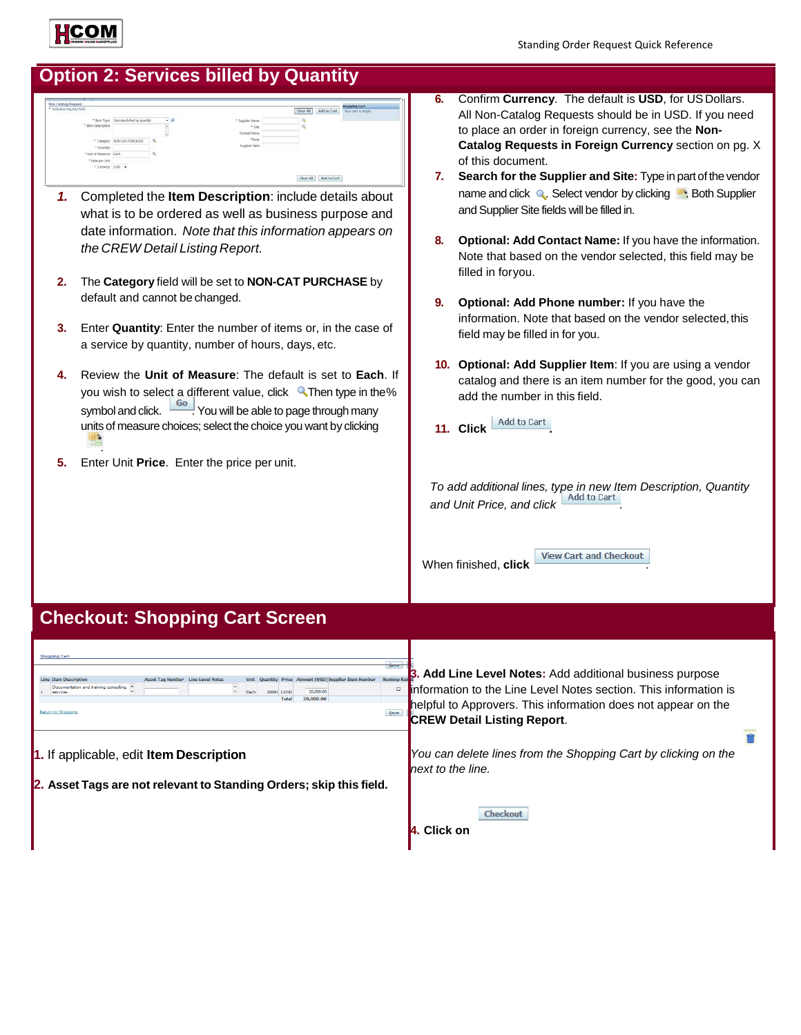## Option 2: Services billed by Quantity

1. Completed the **Item Description**: include details about what is to be ordered as well as business purpose and date information. *Note that this information appears on the CREW Detail Listing Report.*

2. The **Category** field will be set to **NON-CAT PURCHASE** by default and cannot be changed.

3. Enter **Quantity**: Enter the number of items or, in the case of a service by quantity, number of hours, days, etc.

4. Review the **Unit of Measure**: The default is set to **Each**. If you wish to select a different value, click Then type in the% symbol and click Go. You will be able to page through many units of measure choices; select the choice you want by clicking.

5. Enter Unit **Price**. Enter the price per unit.

6. Confirm **Currency**. The default is **USD**, for US Dollars. All Non-Catalog Requests should be in USD. If you need to place an order in foreign currency, see the **Non-Catalog Requests in Foreign Currency** section on pg. X of this document.

7. **Search for the Supplier and Site:** Type in part of the vendor name and click . Select vendor by clicking . Both Supplier and Supplier Site fields will be filled in.

8. **Optional: Add Contact Name:** If you have the information. Note that based on the vendor selected, this field may be filled in for you.

9. **Optional: Add Phone number:** If you have the information. Note that based on the vendor selected, this field may be filled in for you.

10. **Optional: Add Supplier Item**: If you are using a vendor catalog and there is an item number for the good, you can add the number in this field.

11. **Click** Add to Cart.

*To add additional lines, type in new Item Description, Quantity and Unit Price, and click* Add to Cart.

When finished, **click** View Cart and Checkout.

## Checkout: Shopping Cart Screen

1. If applicable, edit **Item Description**

2. **Asset Tags are not relevant to Standing Orders; skip this field.**

3. **Add Line Level Notes:** Add additional business purpose information to the Line Level Notes section. This information is helpful to Approvers. This information does not appear on the **CREW Detail Listing Report**.

*You can delete lines from the Shopping Cart by clicking on the next to the line.*

4. **Click on** Checkout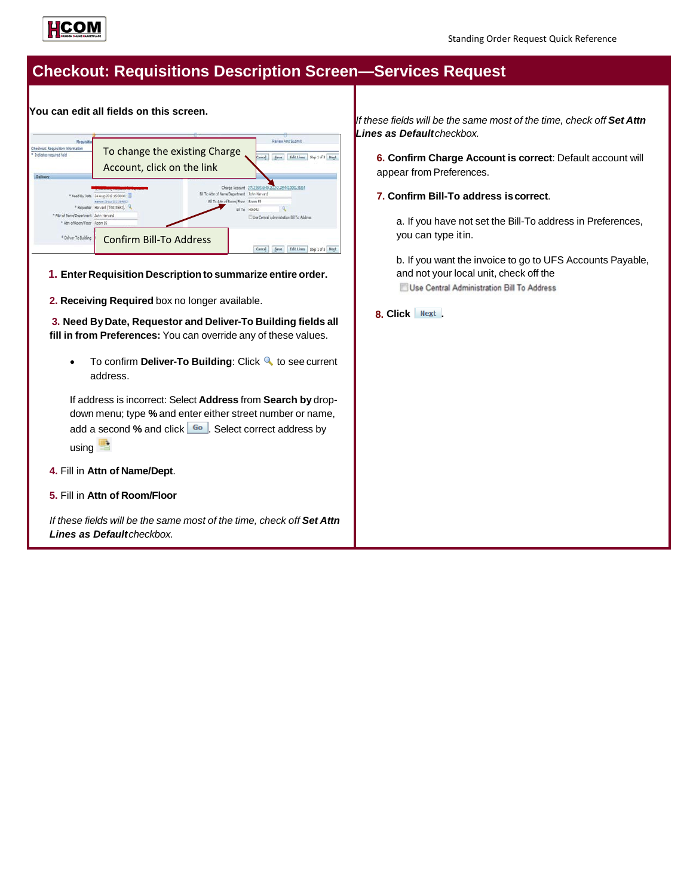## Checkout: Requisitions Description Screen—Services Request

**You can edit all fields on this screen.**

To change the existing Charge Account, click on the link

Confirm Bill-To Address

1. **Enter Requisition Description to summarize entire order.**

2. **Receiving Required** box no longer available.

3. **Need By Date, Requestor and Deliver-To Building fields all fill in from Preferences:** You can override any of these values.

   - To confirm **Deliver-To Building**: Click to see current address.

   If address is incorrect: Select **Address** from **Search by** drop-down menu; type **%** and enter either street number or name, add a second **%** and click Go. Select correct address by using

4. Fill in **Attn of Name/Dept**.

5. Fill in **Attn of Room/Floor**

*If these fields will be the same most of the time, check off* ***Set Attn Lines as Default*** *checkbox.*

*If these fields will be the same most of the time, check off* ***Set Attn Lines as Default*** *checkbox.*

6. **Confirm Charge Account is correct**: Default account will appear from Preferences.

7. **Confirm Bill-To address is correct**.

   a. If you have not set the Bill-To address in Preferences, you can type it in.

   b. If you want the invoice to go to UFS Accounts Payable, and not your local unit, check off the Use Central Administration Bill To Address

8. **Click** Next.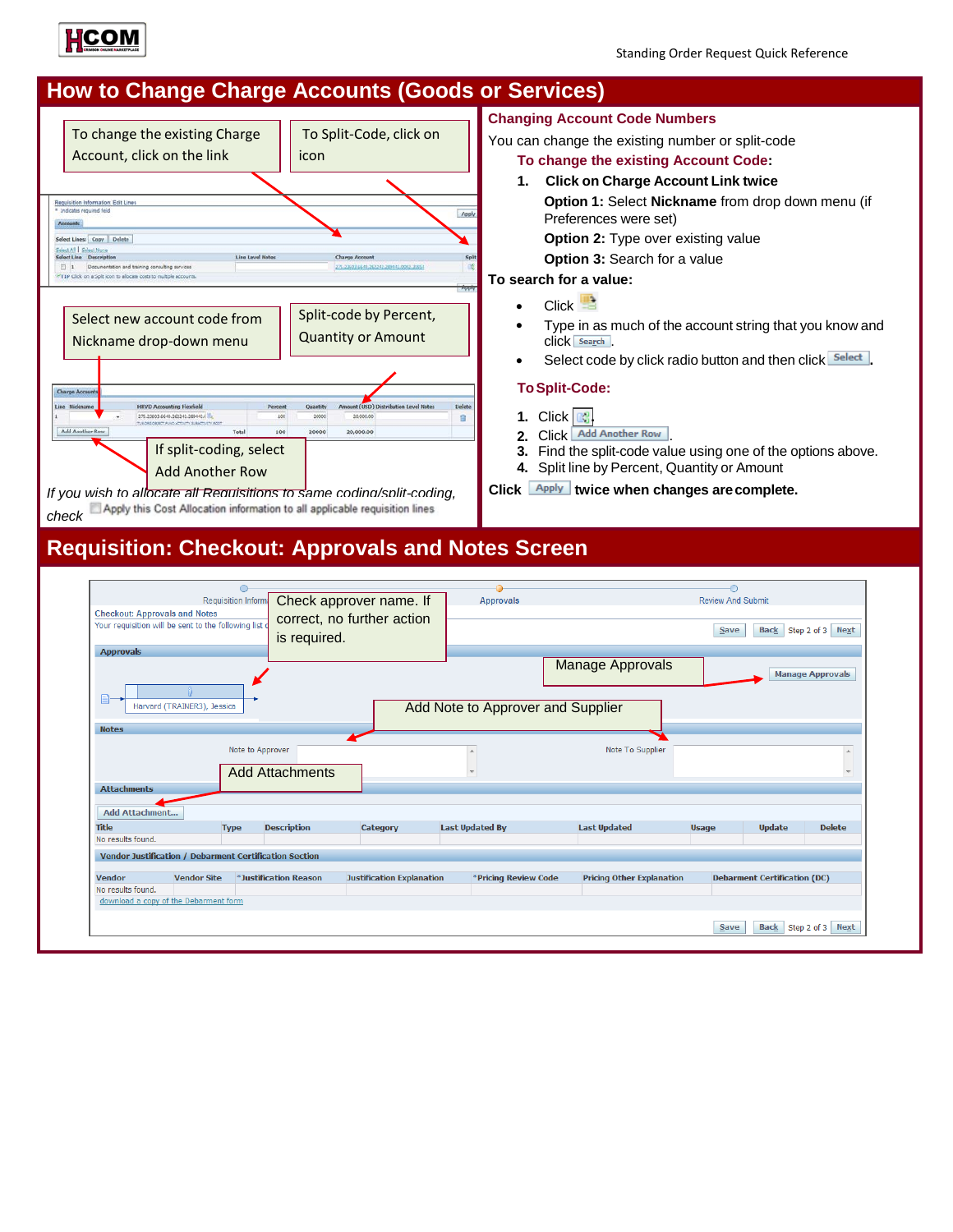# How to Change Charge Accounts (Goods or Services)

To change the existing Charge Account, click on the link

To Split-Code, click on icon

Select new account code from Nickname drop-down menu

Split-code by Percent, Quantity or Amount

If split-coding, select Add Another Row

*If you wish to allocate all Requisitions to same coding/split-coding, check* Apply this Cost Allocation information to all applicable requisition lines

## Changing Account Code Numbers

You can change the existing number or split-code

### To change the existing Account Code:

1. **Click on Charge Account Link twice**

   **Option 1:** Select **Nickname** from drop down menu (if Preferences were set)

   **Option 2:** Type over existing value

   **Option 3:** Search for a value

**To search for a value:**

- Click
- Type in as much of the account string that you know and click Search.
- Select code by click radio button and then click Select.

### To Split-Code:

1. Click
2. Click Add Another Row.
3. Find the split-code value using one of the options above.
4. Split line by Percent, Quantity or Amount

**Click** Apply **twice when changes are complete.**

# Requisition: Checkout: Approvals and Notes Screen

Check approver name. If correct, no further action is required.

Manage Approvals

Add Note to Approver and Supplier

Add Attachments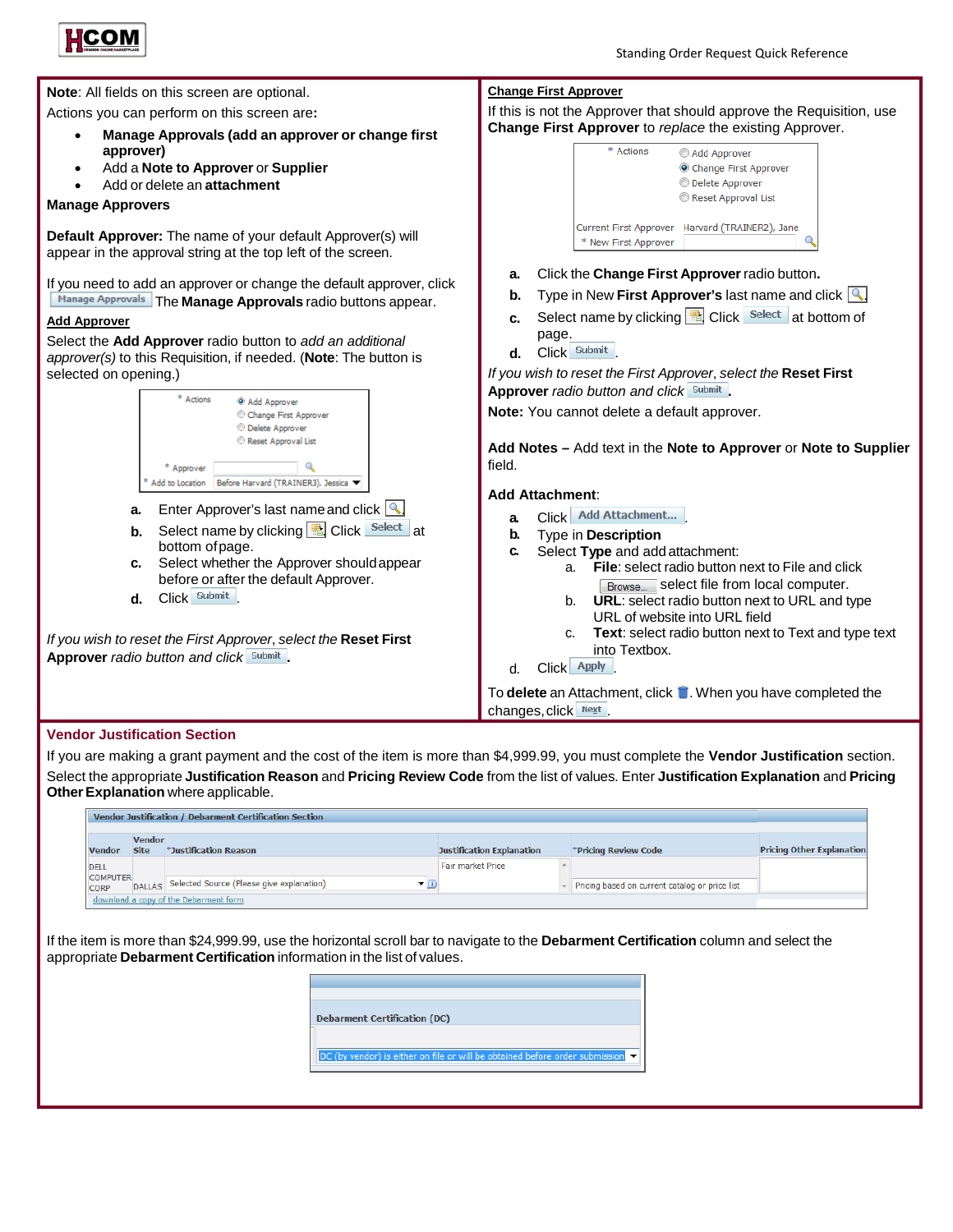**Note**: All fields on this screen are optional.

Actions you can perform on this screen are**:**

- **Manage Approvals (add an approver or change first approver)**
- Add a **Note to Approver** or **Supplier**
- Add or delete an **attachment**

**Manage Approvers**

**Default Approver:** The name of your default Approver(s) will appear in the approval string at the top left of the screen.

If you need to add an approver or change the default approver, click Manage Approvals The **Manage Approvals** radio buttons appear.

**Add Approver**

Select the **Add Approver** radio button to *add an additional approver(s)* to this Requisition, if needed. (**Note**: The button is selected on opening.)

\* Actions
- Add Approver
- Change First Approver
- Delete Approver
- Reset Approval List

\* Approver
\* Add to Location: Before Harvard (TRAINER3), Jessica

a. Enter Approver's last name and click 🔍
b. Select name by clicking . Click **Select** at bottom of page.
c. Select whether the Approver should appear before or after the default Approver.
d. Click Submit.

*If you wish to reset the First Approver, select the* **Reset First Approver** *radio button and click* Submit.

**Change First Approver**

If this is not the Approver that should approve the Requisition, use **Change First Approver** to *replace* the existing Approver.

\* Actions
- Add Approver
- Change First Approver
- Delete Approver
- Reset Approval List

Current First Approver: Harvard (TRAINER2), Jane
\* New First Approver

a. Click the **Change First Approver** radio button.
b. Type in New **First Approver's** last name and click 🔍
c. Select name by clicking . Click **Select** at bottom of page.
d. Click Submit.

*If you wish to reset the First Approver, select the* **Reset First Approver** *radio button and click* Submit.

**Note:** You cannot delete a default approver.

**Add Notes –** Add text in the **Note to Approver** or **Note to Supplier** field.

**Add Attachment**:

a. Click **Add Attachment...**.
b. Type in **Description**
c. Select **Type** and add attachment:
   a. **File**: select radio button next to File and click Browse... select file from local computer.
   b. **URL**: select radio button next to URL and type URL of website into URL field
   c. **Text**: select radio button next to Text and type text into Textbox.
d. Click **Apply**.

To **delete** an Attachment, click 🗑. When you have completed the changes, click Next.

**Vendor Justification Section**

If you are making a grant payment and the cost of the item is more than $4,999.99, you must complete the **Vendor Justification** section.

Select the appropriate **Justification Reason** and **Pricing Review Code** from the list of values. Enter **Justification Explanation** and **Pricing Other Explanation** where applicable.

Vendor Justification / Debarment Certification Section

| Vendor | Vendor Site | \*Justification Reason | Justification Explanation | \*Pricing Review Code | Pricing Other Explanation |
| --- | --- | --- | --- | --- | --- |
| DELL COMPUTER CORP | DALLAS | Selected Source (Please give explanation) | Fair market Price | Pricing based on current catalog or price list | |

download a copy of the Debarment form

If the item is more than $24,999.99, use the horizontal scroll bar to navigate to the **Debarment Certification** column and select the appropriate **Debarment Certification** information in the list of values.

| Debarment Certification (DC) |
| --- |
| DC (by vendor) is either on file or will be obtained before order submission |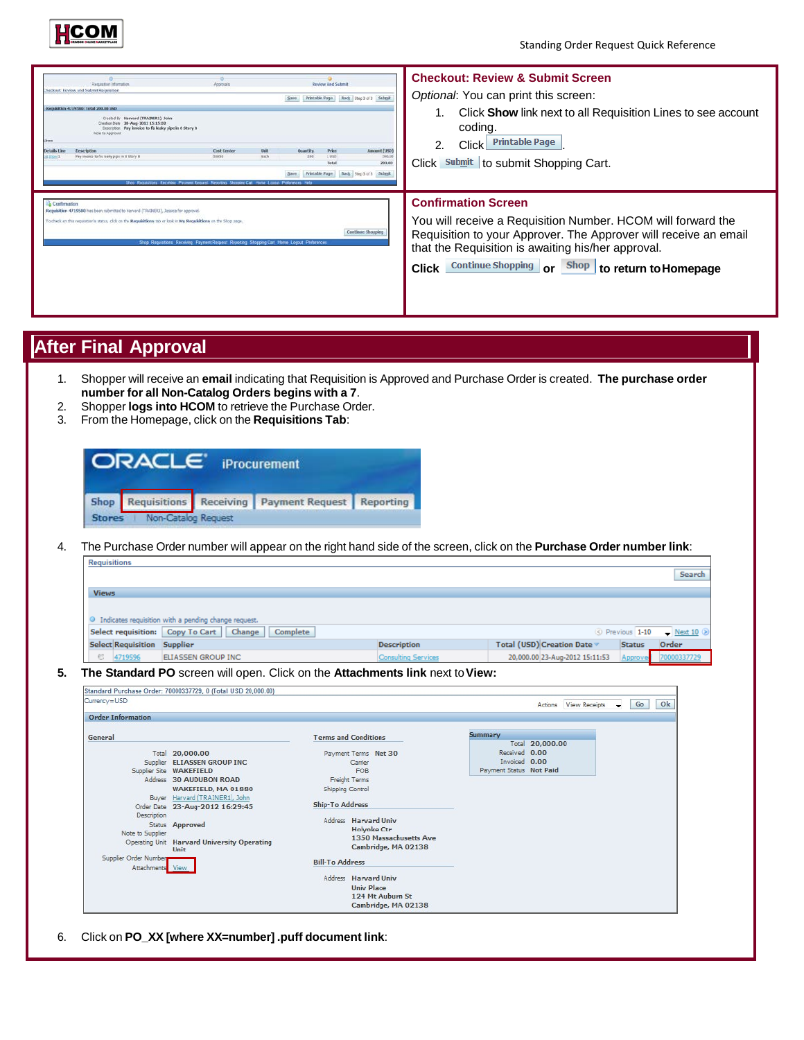## Checkout: Review & Submit Screen

*Optional*: You can print this screen:

1. Click **Show** link next to all Requisition Lines to see account coding.
2. Click Printable Page.

Click Submit to submit Shopping Cart.

## Confirmation Screen

You will receive a Requisition Number. HCOM will forward the Requisition to your Approver. The Approver will receive an email that the Requisition is awaiting his/her approval.

**Click** Continue Shopping **or** Shop **to return to Homepage**

# After Final Approval

1. Shopper will receive an **email** indicating that Requisition is Approved and Purchase Order is created. **The purchase order number for all Non-Catalog Orders begins with a 7**.
2. Shopper **logs into HCOM** to retrieve the Purchase Order.
3. From the Homepage, click on the **Requisitions Tab**:
4. The Purchase Order number will appear on the right hand side of the screen, click on the **Purchase Order number link**:
5. **The Standard PO** screen will open. Click on the **Attachments link** next to **View:**
6. Click on **PO_XX [where XX=number] .puff document link**: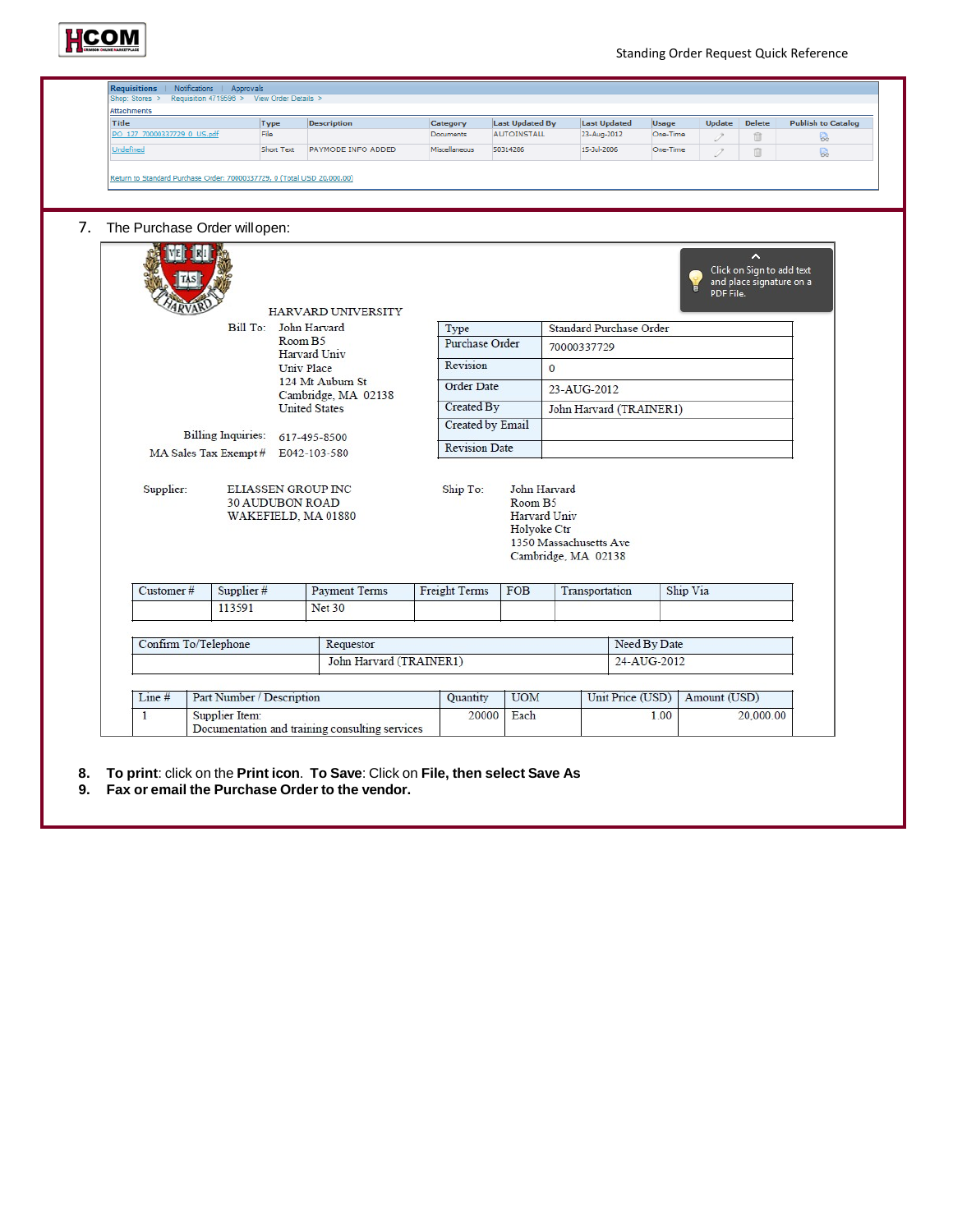| Requisitions | Notifications | Approvals |
|---|---|---|

Shop: Stores > Requisiton 4719598 > View Order Details >

Attachments

| Title | Type | Description | Category | Last Updated By | Last Updated | Usage | Update | Delete | Publish to Catalog |
|---|---|---|---|---|---|---|---|---|---|
| PO_127_70000337729_0_US.pdf | File | | Documents | AUTOINSTALL | 23-Aug-2012 | One-Time | | | |
| Undefined | Short Text | PAYMODE INFO ADDED | Miscellaneous | 50314286 | 15-Jul-2006 | One-Time | | | |

Return to Standard Purchase Order: 70000337729, 0 (Total USD 20,000.00)

7. The Purchase Order will open:

Click on Sign to add text and place signature on a PDF File.

HARVARD UNIVERSITY

Bill To: John Harvard
Room B5
Harvard Univ
Univ Place
124 Mt Auburn St
Cambridge, MA 02138
United States

Billing Inquiries: 617-495-8500

MA Sales Tax Exempt # E042-103-580

| Type | Standard Purchase Order |
|---|---|
| Purchase Order | 70000337729 |
| Revision | 0 |
| Order Date | 23-AUG-2012 |
| Created By | John Harvard (TRAINER1) |
| Created by Email | |
| Revision Date | |

Supplier: ELIASSEN GROUP INC
30 AUDUBON ROAD
WAKEFIELD, MA 01880

Ship To: John Harvard
Room B5
Harvard Univ
Holyoke Ctr
1350 Massachusetts Ave
Cambridge, MA 02138

| Customer # | Supplier # | Payment Terms | Freight Terms | FOB | Transportation | Ship Via |
|---|---|---|---|---|---|---|
| | 113591 | Net 30 | | | | |

| Confirm To/Telephone | Requestor | Need By Date |
|---|---|---|
| | John Harvard (TRAINER1) | 24-AUG-2012 |

| Line # | Part Number / Description | Quantity | UOM | Unit Price (USD) | Amount (USD) |
|---|---|---|---|---|---|
| 1 | Supplier Item: Documentation and training consulting services | 20000 | Each | 1.00 | 20,000.00 |

8. **To print**: click on the **Print icon**. **To Save**: Click on **File, then select Save As**
9. **Fax or email the Purchase Order to the vendor.**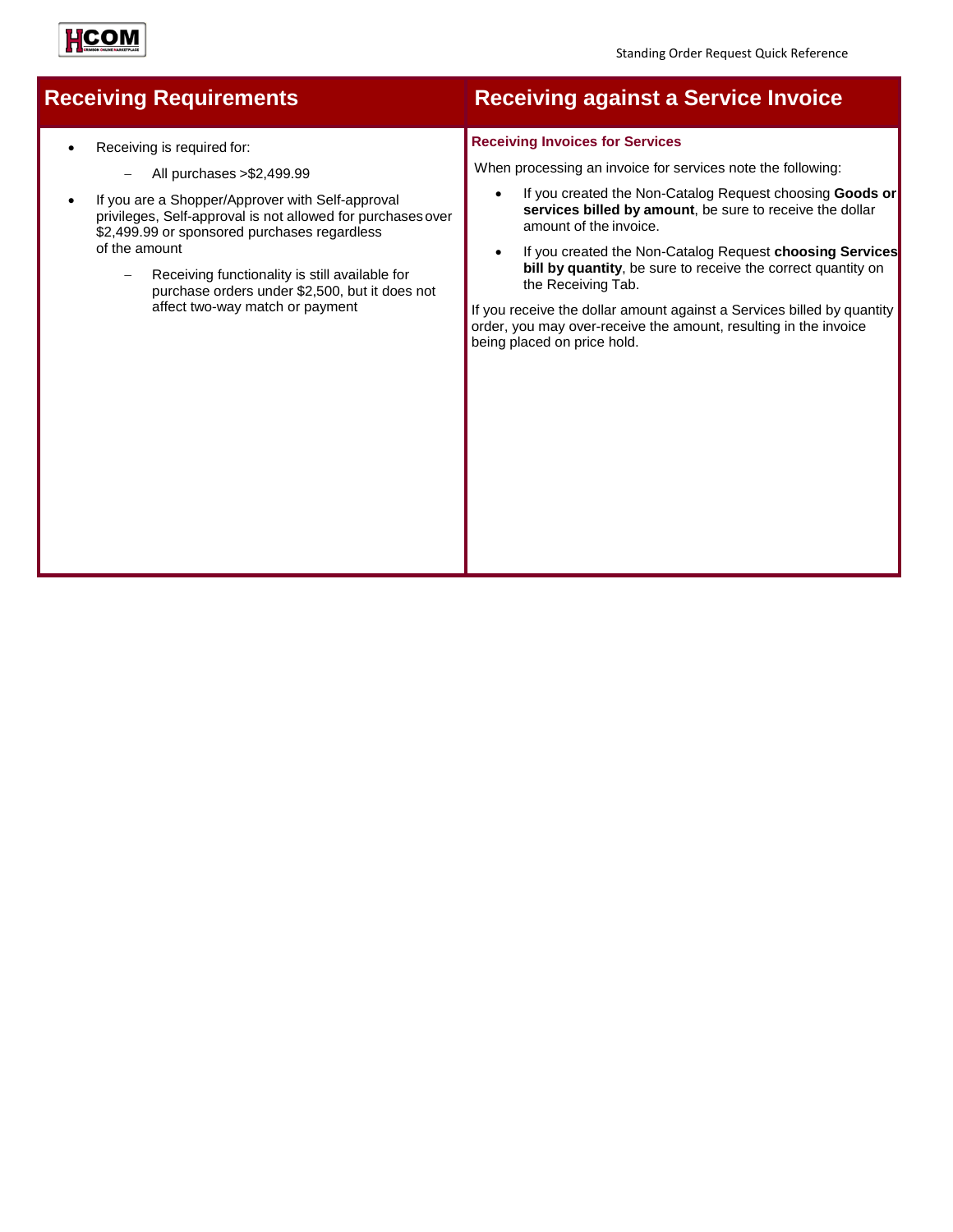## Receiving Requirements

- Receiving is required for:
  - All purchases >$2,499.99
- If you are a Shopper/Approver with Self-approval privileges, Self-approval is not allowed for purchases over $2,499.99 or sponsored purchases regardless of the amount
  - Receiving functionality is still available for purchase orders under $2,500, but it does not affect two-way match or payment

## Receiving against a Service Invoice

### Receiving Invoices for Services

When processing an invoice for services note the following:

- If you created the Non-Catalog Request choosing **Goods or services billed by amount**, be sure to receive the dollar amount of the invoice.
- If you created the Non-Catalog Request **choosing Services bill by quantity**, be sure to receive the correct quantity on the Receiving Tab.

If you receive the dollar amount against a Services billed by quantity order, you may over-receive the amount, resulting in the invoice being placed on price hold.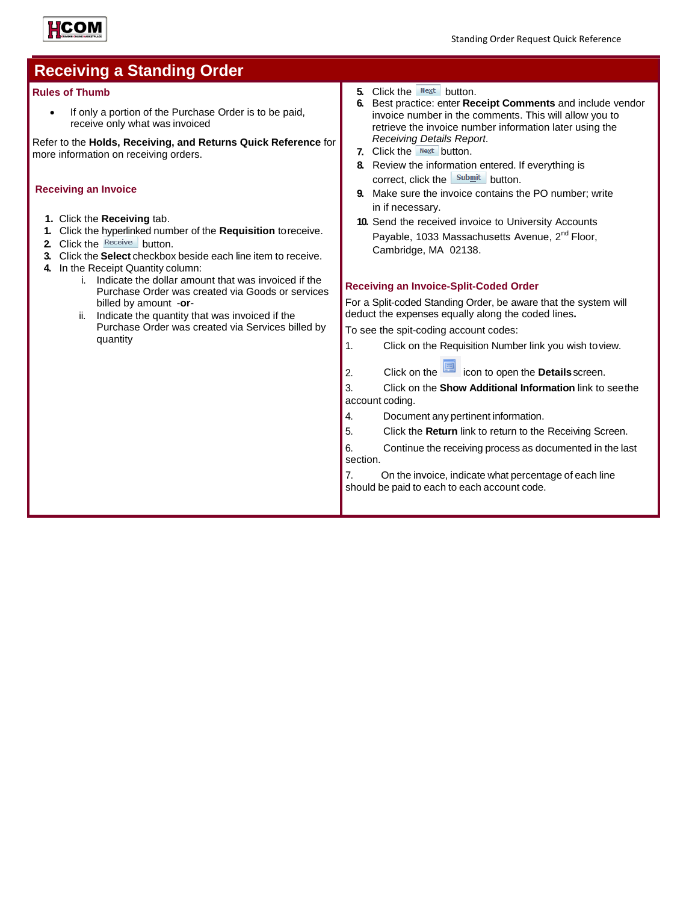## Receiving a Standing Order

### Rules of Thumb

- If only a portion of the Purchase Order is to be paid, receive only what was invoiced

Refer to the **Holds, Receiving, and Returns Quick Reference** for more information on receiving orders.

### Receiving an Invoice

1. Click the **Receiving** tab.
1. Click the hyperlinked number of the **Requisition** to receive.
2. Click the Receive button.
3. Click the **Select** checkbox beside each line item to receive.
4. In the Receipt Quantity column:
   - i. Indicate the dollar amount that was invoiced if the Purchase Order was created via Goods or services billed by amount -**or**-
   - ii. Indicate the quantity that was invoiced if the Purchase Order was created via Services billed by quantity
5. Click the Next button.
6. Best practice: enter **Receipt Comments** and include vendor invoice number in the comments. This will allow you to retrieve the invoice number information later using the *Receiving Details Report*.
7. Click the Next button.
8. Review the information entered. If everything is correct, click the Submit button.
9. Make sure the invoice contains the PO number; write in if necessary.
10. Send the received invoice to University Accounts Payable, 1033 Massachusetts Avenue, 2nd Floor, Cambridge, MA 02138.

### Receiving an Invoice-Split-Coded Order

For a Split-coded Standing Order, be aware that the system will deduct the expenses equally along the coded lines**.**

To see the spit-coding account codes:

1. Click on the Requisition Number link you wish to view.
2. Click on the icon to open the **Details** screen.
3. Click on the **Show Additional Information** link to see the account coding.
4. Document any pertinent information.
5. Click the **Return** link to return to the Receiving Screen.
6. Continue the receiving process as documented in the last section.
7. On the invoice, indicate what percentage of each line should be paid to each to each account code.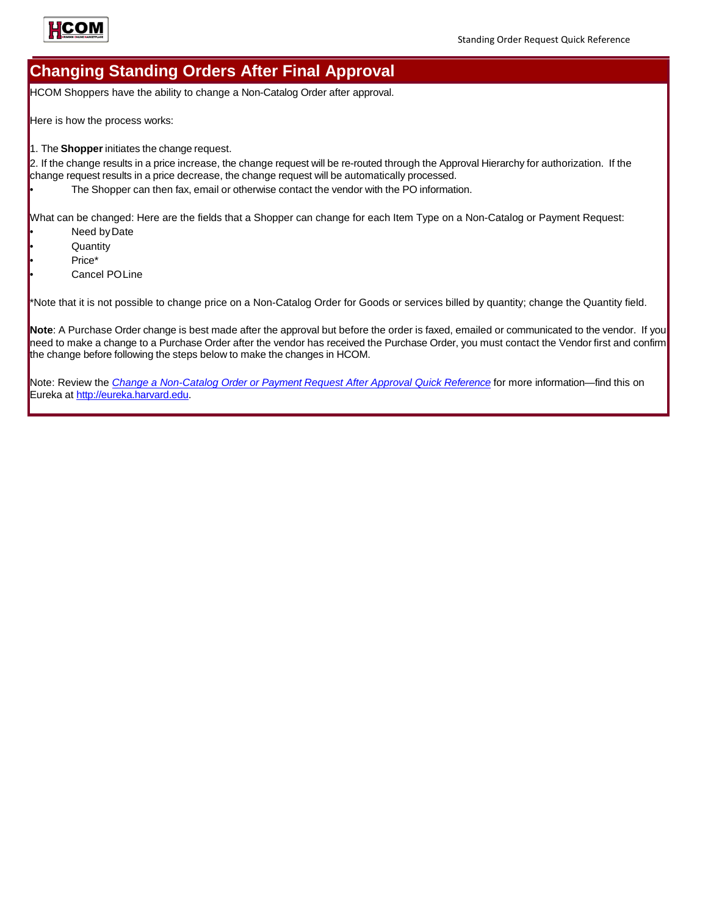## Changing Standing Orders After Final Approval

HCOM Shoppers have the ability to change a Non-Catalog Order after approval.

Here is how the process works:

1. The **Shopper** initiates the change request.
2. If the change results in a price increase, the change request will be re-routed through the Approval Hierarchy for authorization. If the change request results in a price decrease, the change request will be automatically processed.

- The Shopper can then fax, email or otherwise contact the vendor with the PO information.

What can be changed: Here are the fields that a Shopper can change for each Item Type on a Non-Catalog or Payment Request:

- Need by Date
- Quantity
- Price*
- Cancel PO Line

*Note that it is not possible to change price on a Non-Catalog Order for Goods or services billed by quantity; change the Quantity field.

**Note**: A Purchase Order change is best made after the approval but before the order is faxed, emailed or communicated to the vendor. If you need to make a change to a Purchase Order after the vendor has received the Purchase Order, you must contact the Vendor first and confirm the change before following the steps below to make the changes in HCOM.

Note: Review the *Change a Non-Catalog Order or Payment Request After Approval Quick Reference* for more information—find this on Eureka at http://eureka.harvard.edu.